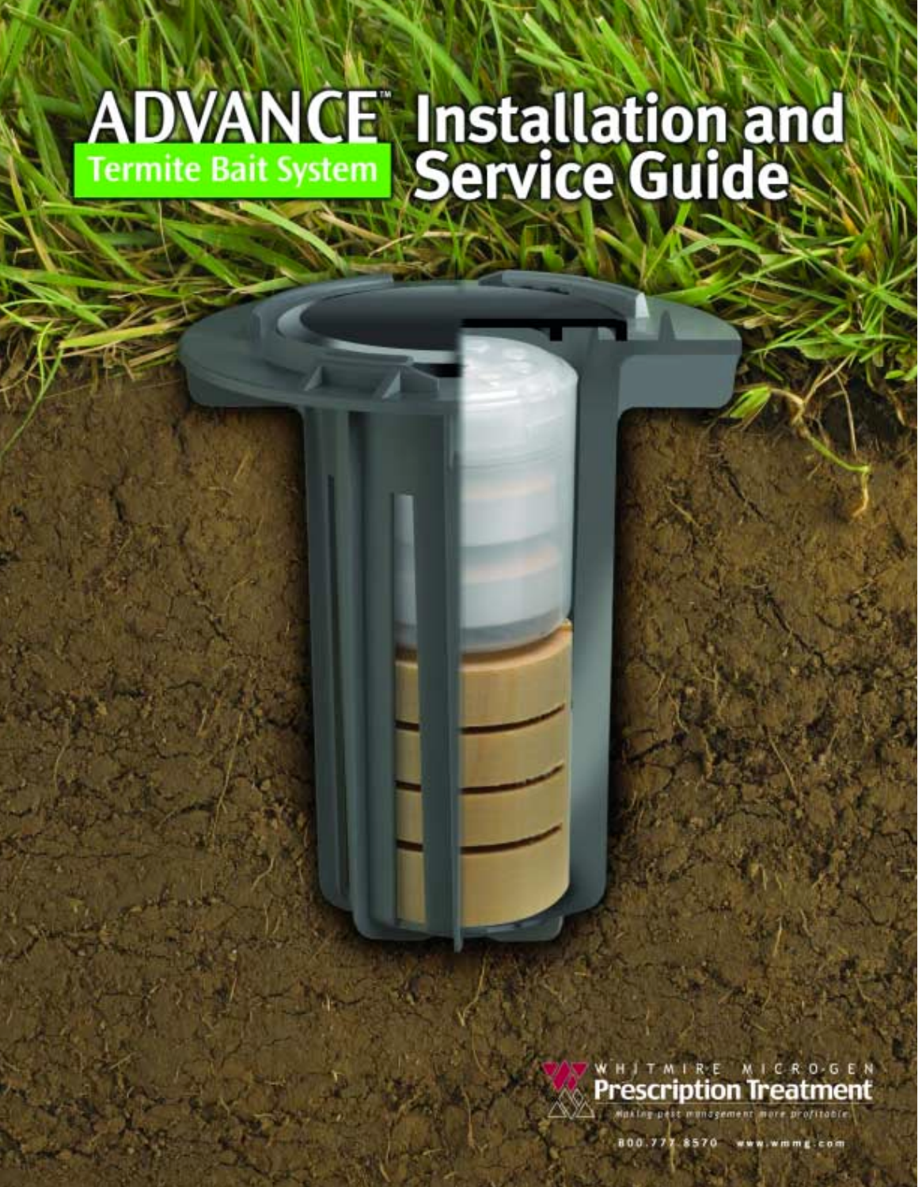# ADVANCE™ Termite Bait System Installation and Service Guide

WHITMIRE MICRO-GEN
**Prescription Treatment**
*Making pest management more profitable.*

800.777.8570 www.wmmg.com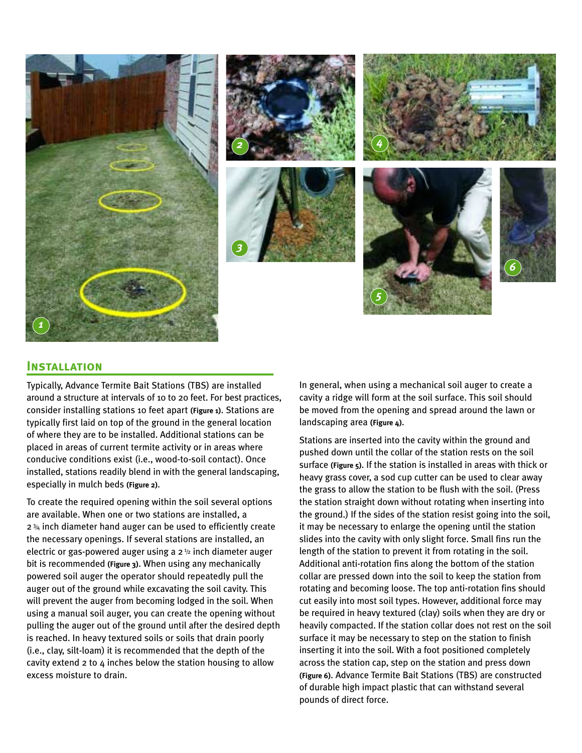## Installation

Typically, Advance Termite Bait Stations (TBS) are installed around a structure at intervals of 10 to 20 feet. For best practices, consider installing stations 10 feet apart **(Figure 1)**. Stations are typically first laid on top of the ground in the general location of where they are to be installed. Additional stations can be placed in areas of current termite activity or in areas where conducive conditions exist (i.e., wood-to-soil contact). Once installed, stations readily blend in with the general landscaping, especially in mulch beds **(Figure 2)**.

To create the required opening within the soil several options are available. When one or two stations are installed, a 2 ¾ inch diameter hand auger can be used to efficiently create the necessary openings. If several stations are installed, an electric or gas-powered auger using a 2 ½ inch diameter auger bit is recommended **(Figure 3)**. When using any mechanically powered soil auger the operator should repeatedly pull the auger out of the ground while excavating the soil cavity. This will prevent the auger from becoming lodged in the soil. When using a manual soil auger, you can create the opening without pulling the auger out of the ground until after the desired depth is reached. In heavy textured soils or soils that drain poorly (i.e., clay, silt-loam) it is recommended that the depth of the cavity extend 2 to 4 inches below the station housing to allow excess moisture to drain.

In general, when using a mechanical soil auger to create a cavity a ridge will form at the soil surface. This soil should be moved from the opening and spread around the lawn or landscaping area **(Figure 4)**.

Stations are inserted into the cavity within the ground and pushed down until the collar of the station rests on the soil surface **(Figure 5)**. If the station is installed in areas with thick or heavy grass cover, a sod cup cutter can be used to clear away the grass to allow the station to be flush with the soil. (Press the station straight down without rotating when inserting into the ground.) If the sides of the station resist going into the soil, it may be necessary to enlarge the opening until the station slides into the cavity with only slight force. Small fins run the length of the station to prevent it from rotating in the soil. Additional anti-rotation fins along the bottom of the station collar are pressed down into the soil to keep the station from rotating and becoming loose. The top anti-rotation fins should cut easily into most soil types. However, additional force may be required in heavy textured (clay) soils when they are dry or heavily compacted. If the station collar does not rest on the soil surface it may be necessary to step on the station to finish inserting it into the soil. With a foot positioned completely across the station cap, step on the station and press down **(Figure 6)**. Advance Termite Bait Stations (TBS) are constructed of durable high impact plastic that can withstand several pounds of direct force.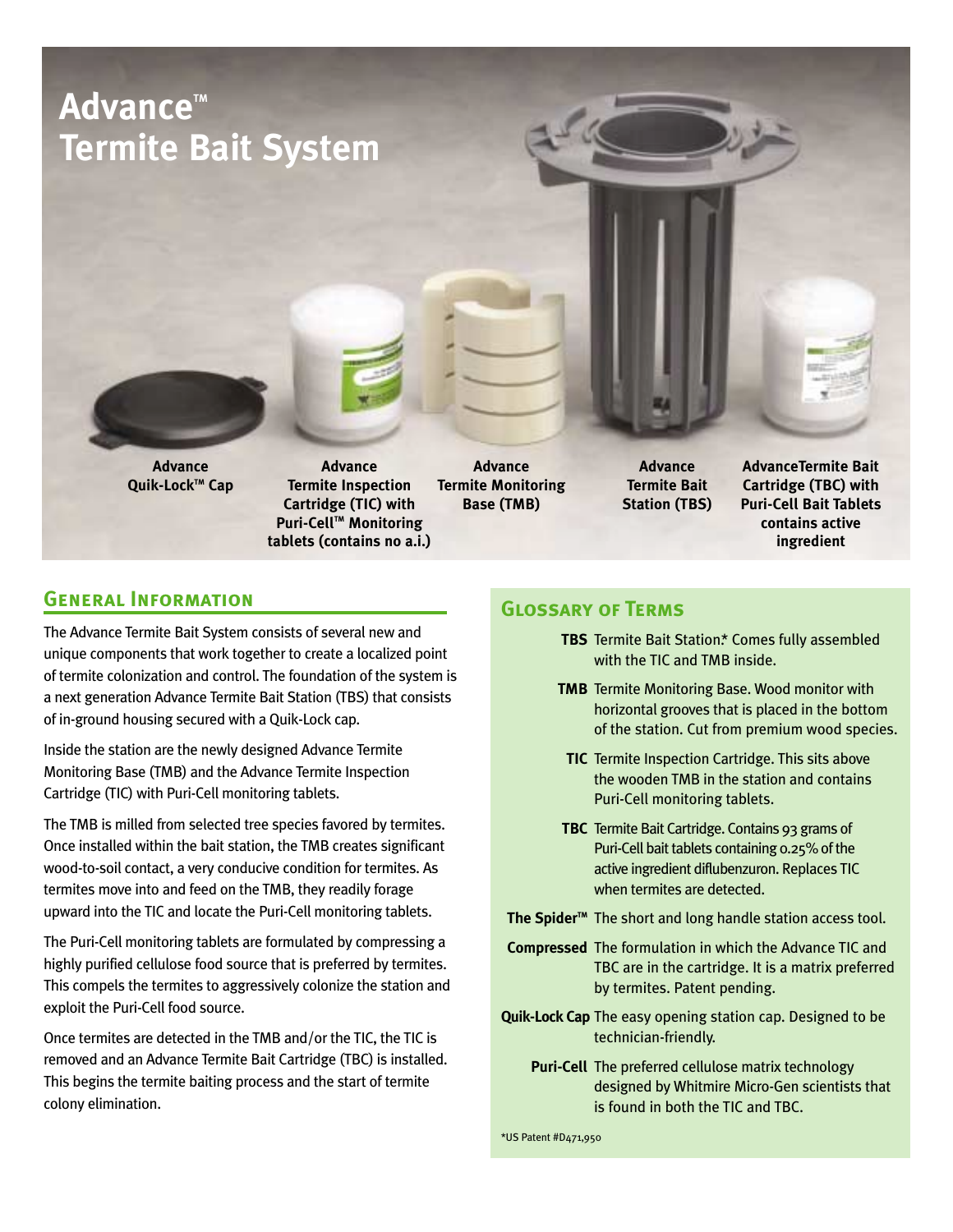# Advance™ Termite Bait System

**Advance Quik-Lock™ Cap**

**Advance Termite Inspection Cartridge (TIC) with Puri-Cell™ Monitoring tablets (contains no a.i.)**

**Advance Termite Monitoring Base (TMB)**

**Advance Termite Bait Station (TBS)**

**AdvanceTermite Bait Cartridge (TBC) with Puri-Cell Bait Tablets contains active ingredient**

## General Information

The Advance Termite Bait System consists of several new and unique components that work together to create a localized point of termite colonization and control. The foundation of the system is a next generation Advance Termite Bait Station (TBS) that consists of in-ground housing secured with a Quik-Lock cap.

Inside the station are the newly designed Advance Termite Monitoring Base (TMB) and the Advance Termite Inspection Cartridge (TIC) with Puri-Cell monitoring tablets.

The TMB is milled from selected tree species favored by termites. Once installed within the bait station, the TMB creates significant wood-to-soil contact, a very conducive condition for termites. As termites move into and feed on the TMB, they readily forage upward into the TIC and locate the Puri-Cell monitoring tablets.

The Puri-Cell monitoring tablets are formulated by compressing a highly purified cellulose food source that is preferred by termites. This compels the termites to aggressively colonize the station and exploit the Puri-Cell food source.

Once termites are detected in the TMB and/or the TIC, the TIC is removed and an Advance Termite Bait Cartridge (TBC) is installed. This begins the termite baiting process and the start of termite colony elimination.

## Glossary of Terms

**TBS** Termite Bait Station.* Comes fully assembled with the TIC and TMB inside.

**TMB** Termite Monitoring Base. Wood monitor with horizontal grooves that is placed in the bottom of the station. Cut from premium wood species.

**TIC** Termite Inspection Cartridge. This sits above the wooden TMB in the station and contains Puri-Cell monitoring tablets.

**TBC** Termite Bait Cartridge. Contains 93 grams of Puri-Cell bait tablets containing 0.25% of the active ingredient diflubenzuron. Replaces TIC when termites are detected.

**The Spider™** The short and long handle station access tool.

**Compressed** The formulation in which the Advance TIC and TBC are in the cartridge. It is a matrix preferred by termites. Patent pending.

**Quik-Lock Cap** The easy opening station cap. Designed to be technician-friendly.

**Puri-Cell** The preferred cellulose matrix technology designed by Whitmire Micro-Gen scientists that is found in both the TIC and TBC.

*US Patent #D471,950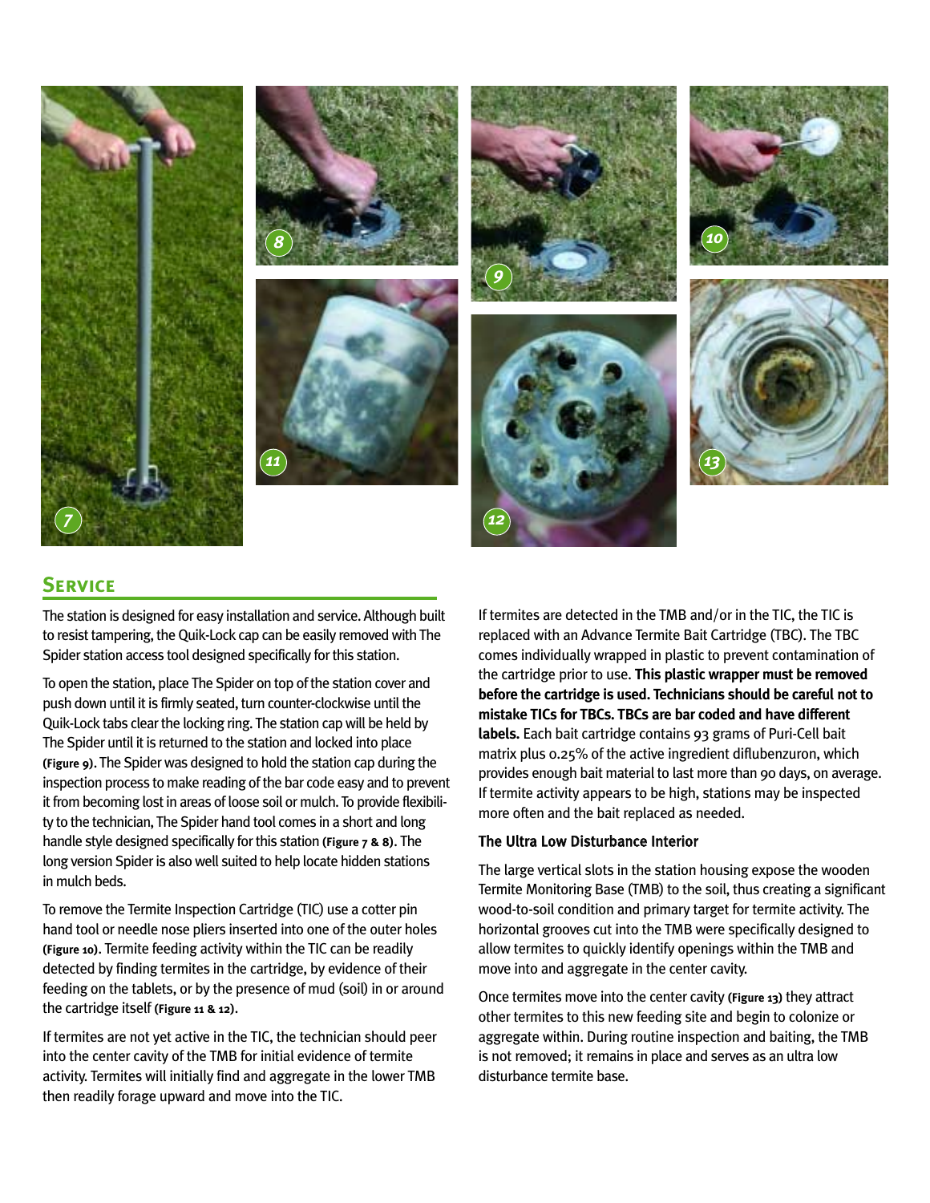## Service

The station is designed for easy installation and service. Although built to resist tampering, the Quik-Lock cap can be easily removed with The Spider station access tool designed specifically for this station.

To open the station, place The Spider on top of the station cover and push down until it is firmly seated, turn counter-clockwise until the Quik-Lock tabs clear the locking ring. The station cap will be held by The Spider until it is returned to the station and locked into place **(Figure 9)**. The Spider was designed to hold the station cap during the inspection process to make reading of the bar code easy and to prevent it from becoming lost in areas of loose soil or mulch. To provide flexibility to the technician, The Spider hand tool comes in a short and long handle style designed specifically for this station **(Figure 7 & 8)**. The long version Spider is also well suited to help locate hidden stations in mulch beds.

To remove the Termite Inspection Cartridge (TIC) use a cotter pin hand tool or needle nose pliers inserted into one of the outer holes **(Figure 10)**. Termite feeding activity within the TIC can be readily detected by finding termites in the cartridge, by evidence of their feeding on the tablets, or by the presence of mud (soil) in or around the cartridge itself **(Figure 11 & 12)**.

If termites are not yet active in the TIC, the technician should peer into the center cavity of the TMB for initial evidence of termite activity. Termites will initially find and aggregate in the lower TMB then readily forage upward and move into the TIC.

If termites are detected in the TMB and/or in the TIC, the TIC is replaced with an Advance Termite Bait Cartridge (TBC). The TBC comes individually wrapped in plastic to prevent contamination of the cartridge prior to use. **This plastic wrapper must be removed before the cartridge is used. Technicians should be careful not to mistake TICs for TBCs. TBCs are bar coded and have different labels.** Each bait cartridge contains 93 grams of Puri-Cell bait matrix plus 0.25% of the active ingredient diflubenzuron, which provides enough bait material to last more than 90 days, on average. If termite activity appears to be high, stations may be inspected more often and the bait replaced as needed.

### The Ultra Low Disturbance Interior

The large vertical slots in the station housing expose the wooden Termite Monitoring Base (TMB) to the soil, thus creating a significant wood-to-soil condition and primary target for termite activity. The horizontal grooves cut into the TMB were specifically designed to allow termites to quickly identify openings within the TMB and move into and aggregate in the center cavity.

Once termites move into the center cavity **(Figure 13)** they attract other termites to this new feeding site and begin to colonize or aggregate within. During routine inspection and baiting, the TMB is not removed; it remains in place and serves as an ultra low disturbance termite base.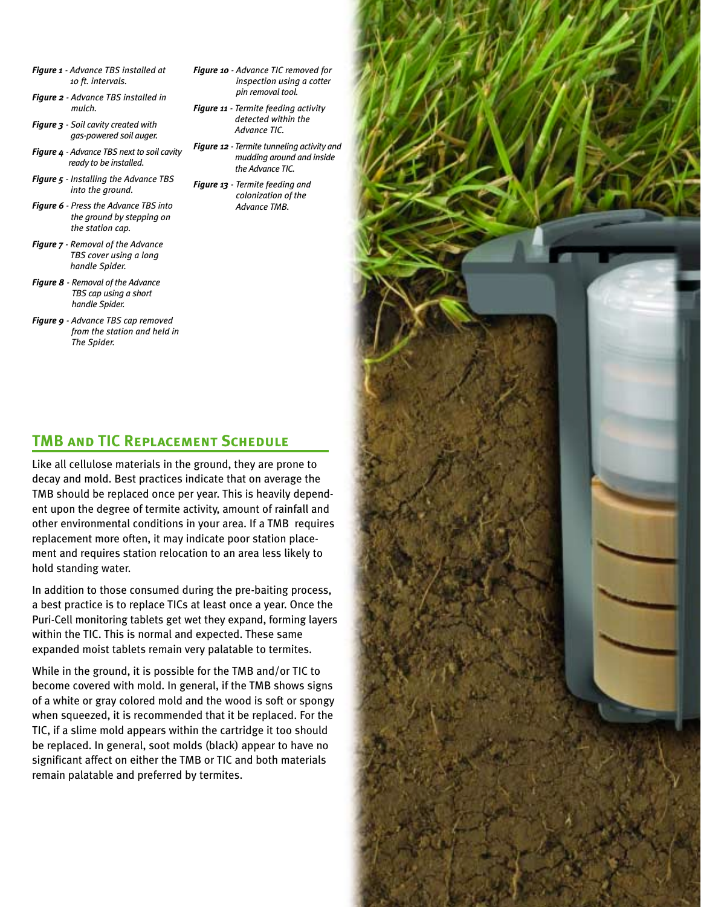***Figure 1*** *- Advance TBS installed at 10 ft. intervals.*

***Figure 2*** *- Advance TBS installed in mulch.*

***Figure 3*** *- Soil cavity created with gas-powered soil auger.*

***Figure 4*** *- Advance TBS next to soil cavity ready to be installed.*

***Figure 5*** *- Installing the Advance TBS into the ground.*

***Figure 6*** *- Press the Advance TBS into the ground by stepping on the station cap.*

***Figure 7*** *- Removal of the Advance TBS cover using a long handle Spider.*

***Figure 8*** *- Removal of the Advance TBS cap using a short handle Spider.*

***Figure 9*** *- Advance TBS cap removed from the station and held in The Spider.*

***Figure 10*** *- Advance TIC removed for inspection using a cotter pin removal tool.*

***Figure 11*** *- Termite feeding activity detected within the Advance TIC.*

***Figure 12*** *- Termite tunneling activity and mudding around and inside the Advance TIC.*

***Figure 13*** *- Termite feeding and colonization of the Advance TMB.*

## TMB and TIC Replacement Schedule

Like all cellulose materials in the ground, they are prone to decay and mold. Best practices indicate that on average the TMB should be replaced once per year. This is heavily dependent upon the degree of termite activity, amount of rainfall and other environmental conditions in your area. If a TMB requires replacement more often, it may indicate poor station placement and requires station relocation to an area less likely to hold standing water.

In addition to those consumed during the pre-baiting process, a best practice is to replace TICs at least once a year. Once the Puri-Cell monitoring tablets get wet they expand, forming layers within the TIC. This is normal and expected. These same expanded moist tablets remain very palatable to termites.

While in the ground, it is possible for the TMB and/or TIC to become covered with mold. In general, if the TMB shows signs of a white or gray colored mold and the wood is soft or spongy when squeezed, it is recommended that it be replaced. For the TIC, if a slime mold appears within the cartridge it too should be replaced. In general, soot molds (black) appear to have no significant affect on either the TMB or TIC and both materials remain palatable and preferred by termites.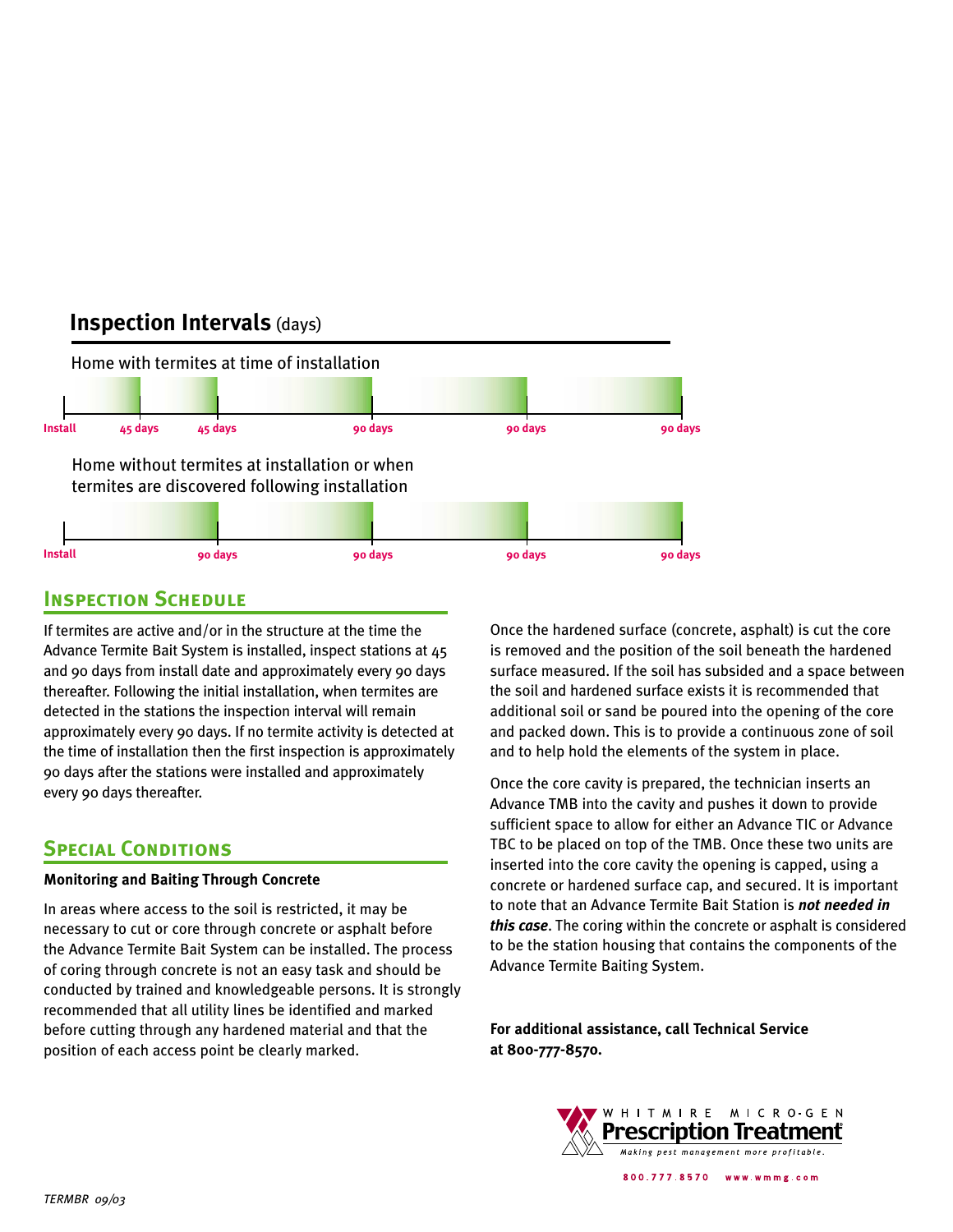## Inspection Intervals (days)

Home with termites at time of installation

Install
45 days
45 days
90 days
90 days
90 days

Home without termites at installation or when termites are discovered following installation

Install
90 days
90 days
90 days
90 days

## Inspection Schedule

If termites are active and/or in the structure at the time the Advance Termite Bait System is installed, inspect stations at 45 and 90 days from install date and approximately every 90 days thereafter. Following the initial installation, when termites are detected in the stations the inspection interval will remain approximately every 90 days. If no termite activity is detected at the time of installation then the first inspection is approximately 90 days after the stations were installed and approximately every 90 days thereafter.

## Special Conditions

**Monitoring and Baiting Through Concrete**

In areas where access to the soil is restricted, it may be necessary to cut or core through concrete or asphalt before the Advance Termite Bait System can be installed. The process of coring through concrete is not an easy task and should be conducted by trained and knowledgeable persons. It is strongly recommended that all utility lines be identified and marked before cutting through any hardened material and that the position of each access point be clearly marked.

Once the hardened surface (concrete, asphalt) is cut the core is removed and the position of the soil beneath the hardened surface measured. If the soil has subsided and a space between the soil and hardened surface exists it is recommended that additional soil or sand be poured into the opening of the core and packed down. This is to provide a continuous zone of soil and to help hold the elements of the system in place.

Once the core cavity is prepared, the technician inserts an Advance TMB into the cavity and pushes it down to provide sufficient space to allow for either an Advance TIC or Advance TBC to be placed on top of the TMB. Once these two units are inserted into the core cavity the opening is capped, using a concrete or hardened surface cap, and secured. It is important to note that an Advance Termite Bait Station is ***not needed in this case***. The coring within the concrete or asphalt is considered to be the station housing that contains the components of the Advance Termite Baiting System.

**For additional assistance, call Technical Service at 800-777-8570.**

WHITMIRE MICRO-GEN
Prescription Treatment®
*Making pest management more profitable.*

800.777.8570 www.wmmg.com

*TERMBR 09/03*